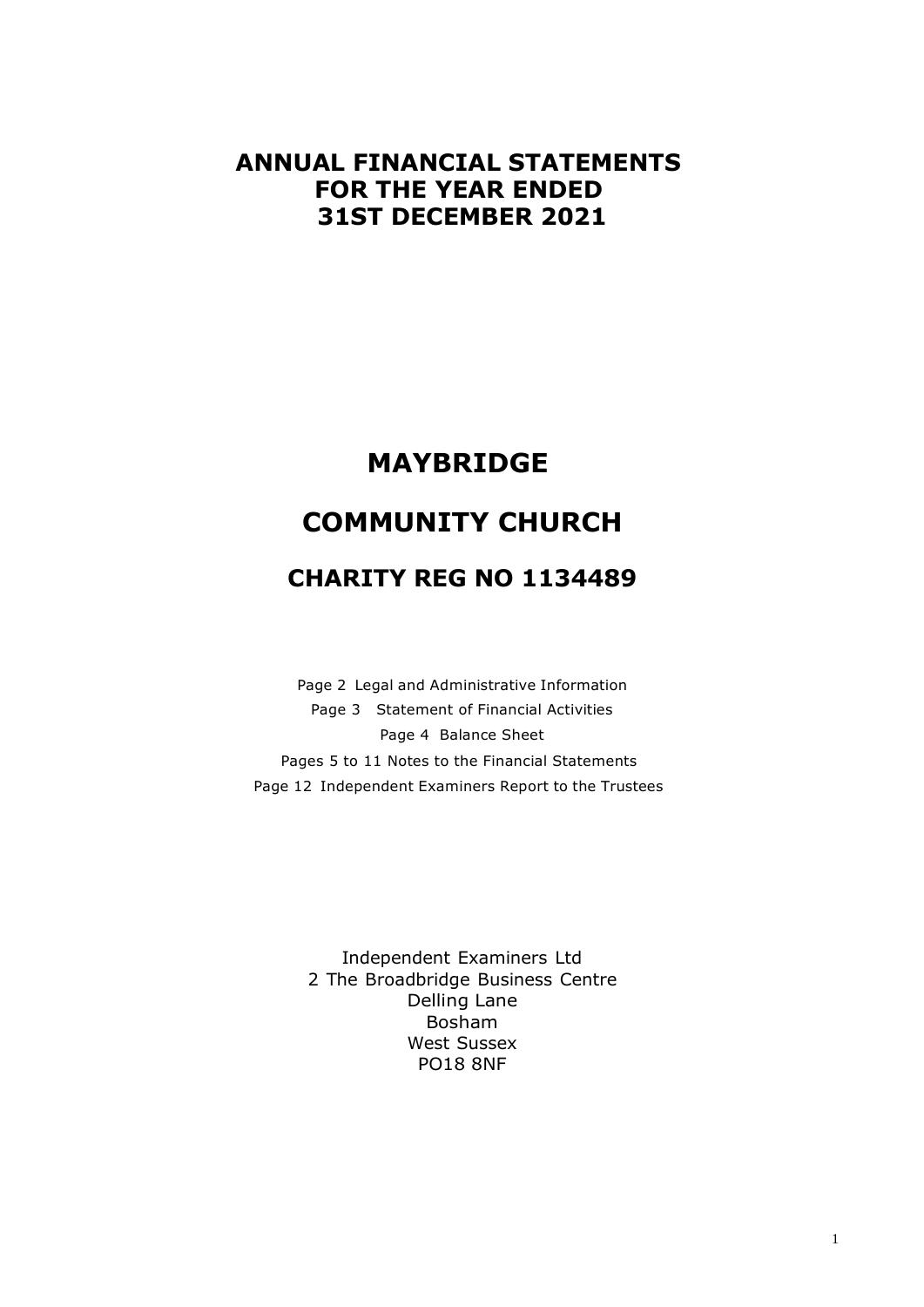# ANNUAL FINANCIAL STATEMENTS FOR THE YEAR ENDED 31ST DECEMBER 2021

# MAYBRIDGE

# COMMUNITY CHURCH

## CHARITY REG NO 1134489

Page 2 Legal and Administrative Information

Page 3 Statement of Financial Activities

Page 4 Balance Sheet

Pages 5 to 11 Notes to the Financial Statements

Page 12 Independent Examiners Report to the Trustees

Independent Examiners Ltd
2 The Broadbridge Business Centre
Delling Lane
Bosham
West Sussex
PO18 8NF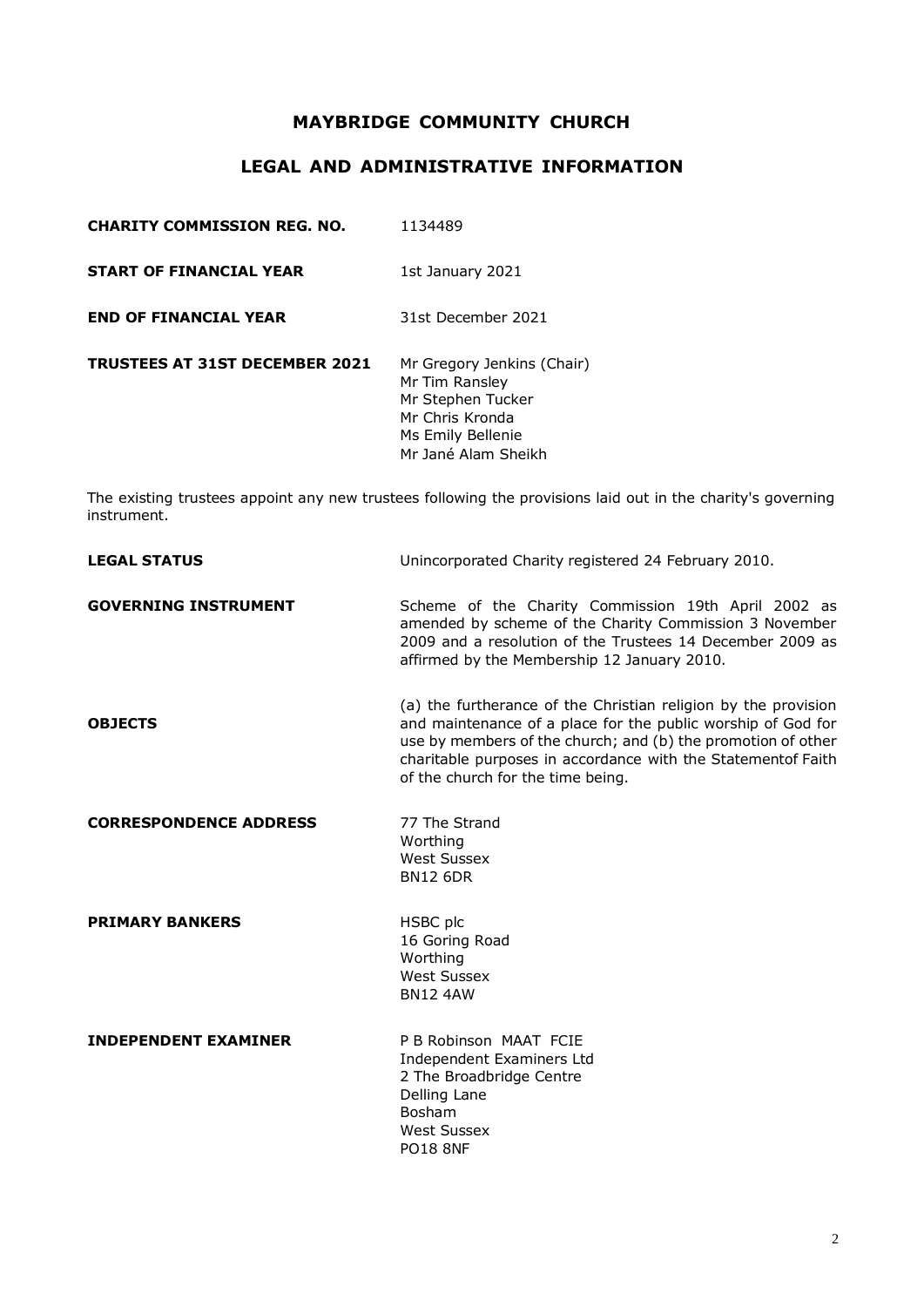# MAYBRIDGE COMMUNITY CHURCH

## LEGAL AND ADMINISTRATIVE INFORMATION

**CHARITY COMMISSION REG. NO.** 1134489

**START OF FINANCIAL YEAR** 1st January 2021

**END OF FINANCIAL YEAR** 31st December 2021

**TRUSTEES AT 31ST DECEMBER 2021**
Mr Gregory Jenkins (Chair)
Mr Tim Ransley
Mr Stephen Tucker
Mr Chris Kronda
Ms Emily Bellenie
Mr Jané Alam Sheikh

The existing trustees appoint any new trustees following the provisions laid out in the charity's governing instrument.

**LEGAL STATUS** Unincorporated Charity registered 24 February 2010.

**GOVERNING INSTRUMENT** Scheme of the Charity Commission 19th April 2002 as amended by scheme of the Charity Commission 3 November 2009 and a resolution of the Trustees 14 December 2009 as affirmed by the Membership 12 January 2010.

**OBJECTS** (a) the furtherance of the Christian religion by the provision and maintenance of a place for the public worship of God for use by members of the church; and (b) the promotion of other charitable purposes in accordance with the Statementof Faith of the church for the time being.

**CORRESPONDENCE ADDRESS**
77 The Strand
Worthing
West Sussex
BN12 6DR

**PRIMARY BANKERS**
HSBC plc
16 Goring Road
Worthing
West Sussex
BN12 4AW

**INDEPENDENT EXAMINER**
P B Robinson MAAT FCIE
Independent Examiners Ltd
2 The Broadbridge Centre
Delling Lane
Bosham
West Sussex
PO18 8NF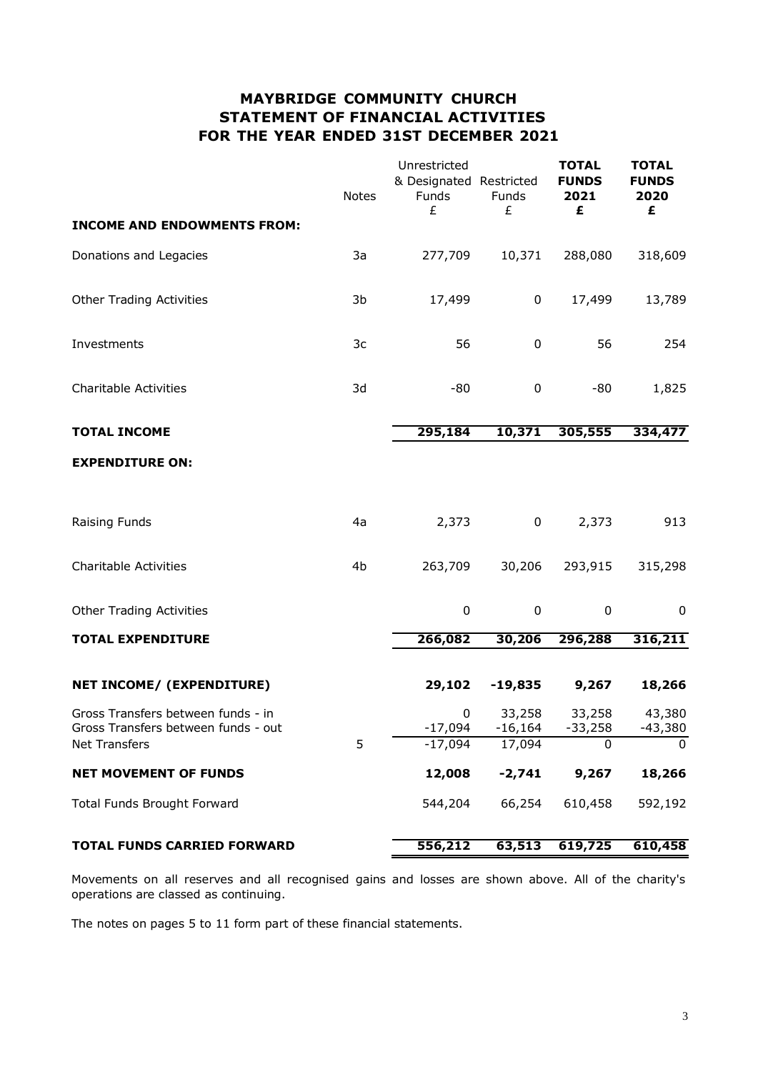# MAYBRIDGE COMMUNITY CHURCH
## STATEMENT OF FINANCIAL ACTIVITIES
## FOR THE YEAR ENDED 31ST DECEMBER 2021

| | Notes | Unrestricted & Designated Funds £ | Restricted Funds £ | **TOTAL FUNDS 2021 £** | **TOTAL FUNDS 2020 £** |
|---|---|---|---|---|---|
| **INCOME AND ENDOWMENTS FROM:** | | | | | |
| Donations and Legacies | 3a | 277,709 | 10,371 | 288,080 | 318,609 |
| Other Trading Activities | 3b | 17,499 | 0 | 17,499 | 13,789 |
| Investments | 3c | 56 | 0 | 56 | 254 |
| Charitable Activities | 3d | -80 | 0 | -80 | 1,825 |
| **TOTAL INCOME** | | **295,184** | **10,371** | **305,555** | **334,477** |
| **EXPENDITURE ON:** | | | | | |
| Raising Funds | 4a | 2,373 | 0 | 2,373 | 913 |
| Charitable Activities | 4b | 263,709 | 30,206 | 293,915 | 315,298 |
| Other Trading Activities | | 0 | 0 | 0 | 0 |
| **TOTAL EXPENDITURE** | | **266,082** | **30,206** | **296,288** | **316,211** |
| **NET INCOME/ (EXPENDITURE)** | | **29,102** | **-19,835** | **9,267** | **18,266** |
| Gross Transfers between funds - in | | 0 | 33,258 | 33,258 | 43,380 |
| Gross Transfers between funds - out | | -17,094 | -16,164 | -33,258 | -43,380 |
| Net Transfers | 5 | -17,094 | 17,094 | 0 | 0 |
| **NET MOVEMENT OF FUNDS** | | **12,008** | **-2,741** | **9,267** | **18,266** |
| Total Funds Brought Forward | | 544,204 | 66,254 | 610,458 | 592,192 |
| **TOTAL FUNDS CARRIED FORWARD** | | **556,212** | **63,513** | **619,725** | **610,458** |

Movements on all reserves and all recognised gains and losses are shown above. All of the charity's operations are classed as continuing.

The notes on pages 5 to 11 form part of these financial statements.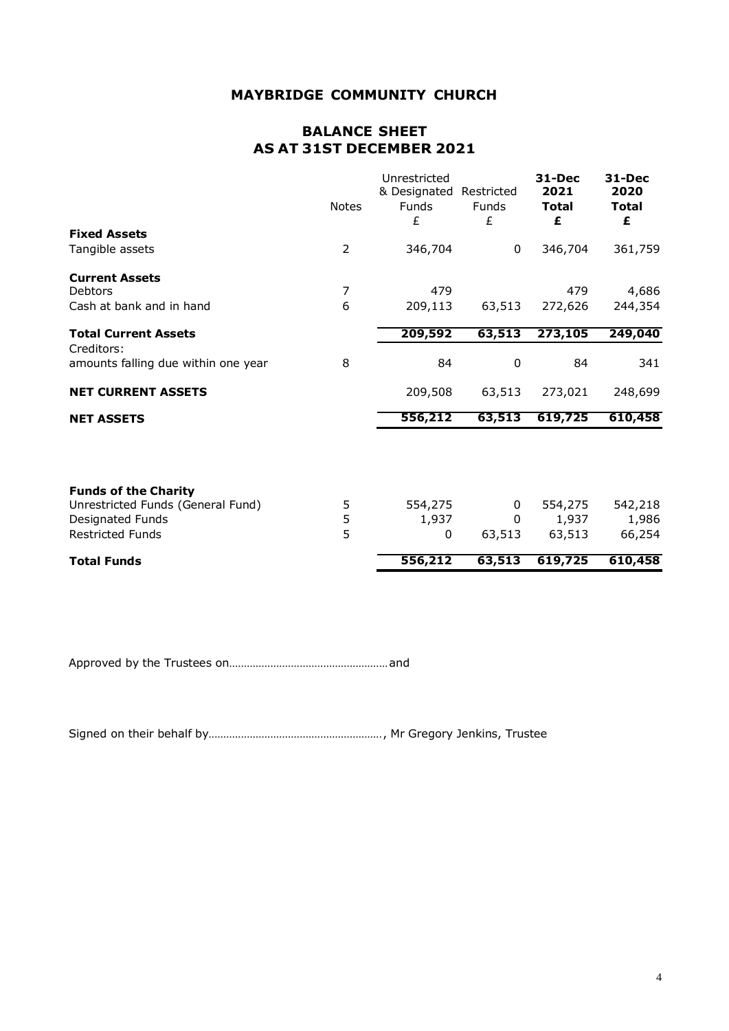# MAYBRIDGE COMMUNITY CHURCH

## BALANCE SHEET
## AS AT 31ST DECEMBER 2021

| | Notes | Unrestricted & Designated Funds £ | Restricted Funds £ | **31-Dec 2021 Total £** | **31-Dec 2020 Total £** |
|---|---|---|---|---|---|
| **Fixed Assets** | | | | | |
| Tangible assets | 2 | 346,704 | 0 | 346,704 | 361,759 |
| **Current Assets** | | | | | |
| Debtors | 7 | 479 | | 479 | 4,686 |
| Cash at bank and in hand | 6 | 209,113 | 63,513 | 272,626 | 244,354 |
| **Total Current Assets** | | **209,592** | **63,513** | **273,105** | **249,040** |
| Creditors: amounts falling due within one year | 8 | 84 | 0 | 84 | 341 |
| **NET CURRENT ASSETS** | | 209,508 | 63,513 | 273,021 | 248,699 |
| **NET ASSETS** | | **556,212** | **63,513** | **619,725** | **610,458** |
| | | | | | |
| **Funds of the Charity** | | | | | |
| Unrestricted Funds (General Fund) | 5 | 554,275 | 0 | 554,275 | 542,218 |
| Designated Funds | 5 | 1,937 | 0 | 1,937 | 1,986 |
| Restricted Funds | 5 | 0 | 63,513 | 63,513 | 66,254 |
| **Total Funds** | | **556,212** | **63,513** | **619,725** | **610,458** |

Approved by the Trustees on………………………………………………and

Signed on their behalf by…………………………………………………., Mr Gregory Jenkins, Trustee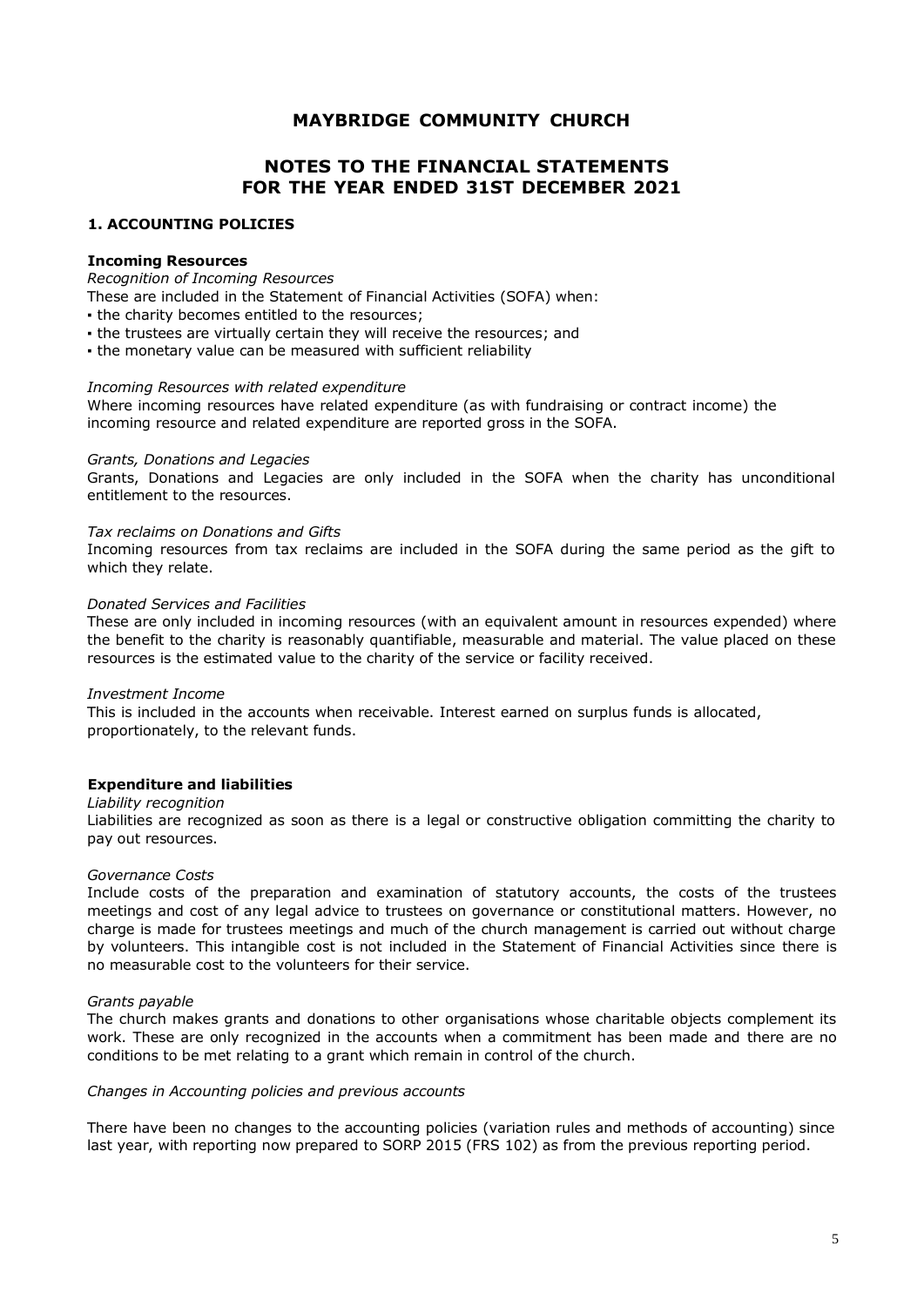# MAYBRIDGE COMMUNITY CHURCH

## NOTES TO THE FINANCIAL STATEMENTS FOR THE YEAR ENDED 31ST DECEMBER 2021

### 1. ACCOUNTING POLICIES

**Incoming Resources**

*Recognition of Incoming Resources*

These are included in the Statement of Financial Activities (SOFA) when:

- the charity becomes entitled to the resources;
- the trustees are virtually certain they will receive the resources; and
- the monetary value can be measured with sufficient reliability

*Incoming Resources with related expenditure*

Where incoming resources have related expenditure (as with fundraising or contract income) the incoming resource and related expenditure are reported gross in the SOFA.

*Grants, Donations and Legacies*

Grants, Donations and Legacies are only included in the SOFA when the charity has unconditional entitlement to the resources.

*Tax reclaims on Donations and Gifts*

Incoming resources from tax reclaims are included in the SOFA during the same period as the gift to which they relate.

*Donated Services and Facilities*

These are only included in incoming resources (with an equivalent amount in resources expended) where the benefit to the charity is reasonably quantifiable, measurable and material. The value placed on these resources is the estimated value to the charity of the service or facility received.

*Investment Income*

This is included in the accounts when receivable. Interest earned on surplus funds is allocated, proportionately, to the relevant funds.

**Expenditure and liabilities**

*Liability recognition*

Liabilities are recognized as soon as there is a legal or constructive obligation committing the charity to pay out resources.

*Governance Costs*

Include costs of the preparation and examination of statutory accounts, the costs of the trustees meetings and cost of any legal advice to trustees on governance or constitutional matters. However, no charge is made for trustees meetings and much of the church management is carried out without charge by volunteers. This intangible cost is not included in the Statement of Financial Activities since there is no measurable cost to the volunteers for their service.

*Grants payable*

The church makes grants and donations to other organisations whose charitable objects complement its work. These are only recognized in the accounts when a commitment has been made and there are no conditions to be met relating to a grant which remain in control of the church.

*Changes in Accounting policies and previous accounts*

There have been no changes to the accounting policies (variation rules and methods of accounting) since last year, with reporting now prepared to SORP 2015 (FRS 102) as from the previous reporting period.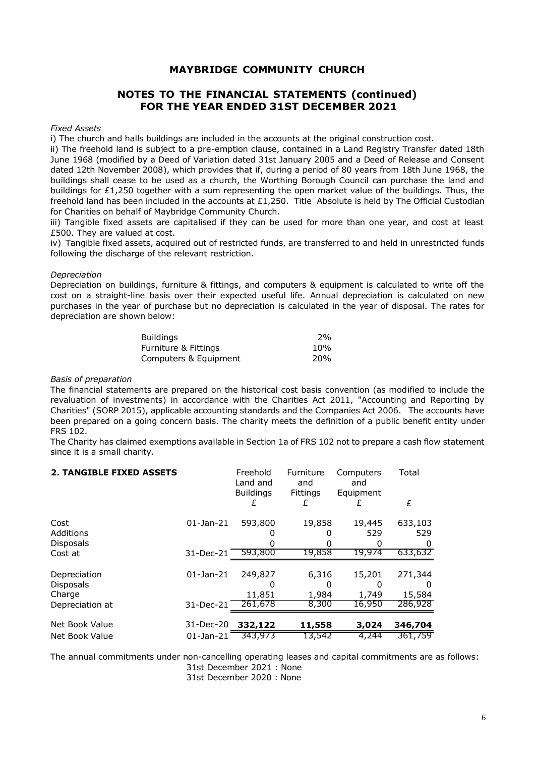# MAYBRIDGE COMMUNITY CHURCH

## NOTES TO THE FINANCIAL STATEMENTS (continued)
## FOR THE YEAR ENDED 31ST DECEMBER 2021

*Fixed Assets*

i) The church and halls buildings are included in the accounts at the original construction cost.

ii) The freehold land is subject to a pre-emption clause, contained in a Land Registry Transfer dated 18th June 1968 (modified by a Deed of Variation dated 31st January 2005 and a Deed of Release and Consent dated 12th November 2008), which provides that if, during a period of 80 years from 18th June 1968, the buildings shall cease to be used as a church, the Worthing Borough Council can purchase the land and buildings for £1,250 together with a sum representing the open market value of the buildings. Thus, the freehold land has been included in the accounts at £1,250. Title Absolute is held by The Official Custodian for Charities on behalf of Maybridge Community Church.

iii) Tangible fixed assets are capitalised if they can be used for more than one year, and cost at least £500. They are valued at cost.

iv) Tangible fixed assets, acquired out of restricted funds, are transferred to and held in unrestricted funds following the discharge of the relevant restriction.

*Depreciation*

Depreciation on buildings, furniture & fittings, and computers & equipment is calculated to write off the cost on a straight-line basis over their expected useful life. Annual depreciation is calculated on new purchases in the year of purchase but no depreciation is calculated in the year of disposal. The rates for depreciation are shown below:

| | |
|---|---|
| Buildings | 2% |
| Furniture & Fittings | 10% |
| Computers & Equipment | 20% |

*Basis of preparation*

The financial statements are prepared on the historical cost basis convention (as modified to include the revaluation of investments) in accordance with the Charities Act 2011, "Accounting and Reporting by Charities" (SORP 2015), applicable accounting standards and the Companies Act 2006. The accounts have been prepared on a going concern basis. The charity meets the definition of a public benefit entity under FRS 102.

The Charity has claimed exemptions available in Section 1a of FRS 102 not to prepare a cash flow statement since it is a small charity.

### 2. TANGIBLE FIXED ASSETS

| | | Freehold Land and Buildings | Furniture and Fittings | Computers and Equipment | Total |
|---|---|---|---|---|---|
| | | £ | £ | £ | £ |
| Cost | 01-Jan-21 | 593,800 | 19,858 | 19,445 | 633,103 |
| Additions | | 0 | 0 | 529 | 529 |
| Disposals | | 0 | 0 | 0 | 0 |
| Cost at | 31-Dec-21 | 593,800 | 19,858 | 19,974 | 633,632 |
| Depreciation | 01-Jan-21 | 249,827 | 6,316 | 15,201 | 271,344 |
| Disposals | | 0 | 0 | 0 | 0 |
| Charge | | 11,851 | 1,984 | 1,749 | 15,584 |
| Depreciation at | 31-Dec-21 | 261,678 | 8,300 | 16,950 | 286,928 |
| Net Book Value | 31-Dec-20 | **332,122** | **11,558** | **3,024** | **346,704** |
| Net Book Value | 01-Jan-21 | 343,973 | 13,542 | 4,244 | 361,759 |

The annual commitments under non-cancelling operating leases and capital commitments are as follows:

31st December 2021 : None

31st December 2020 : None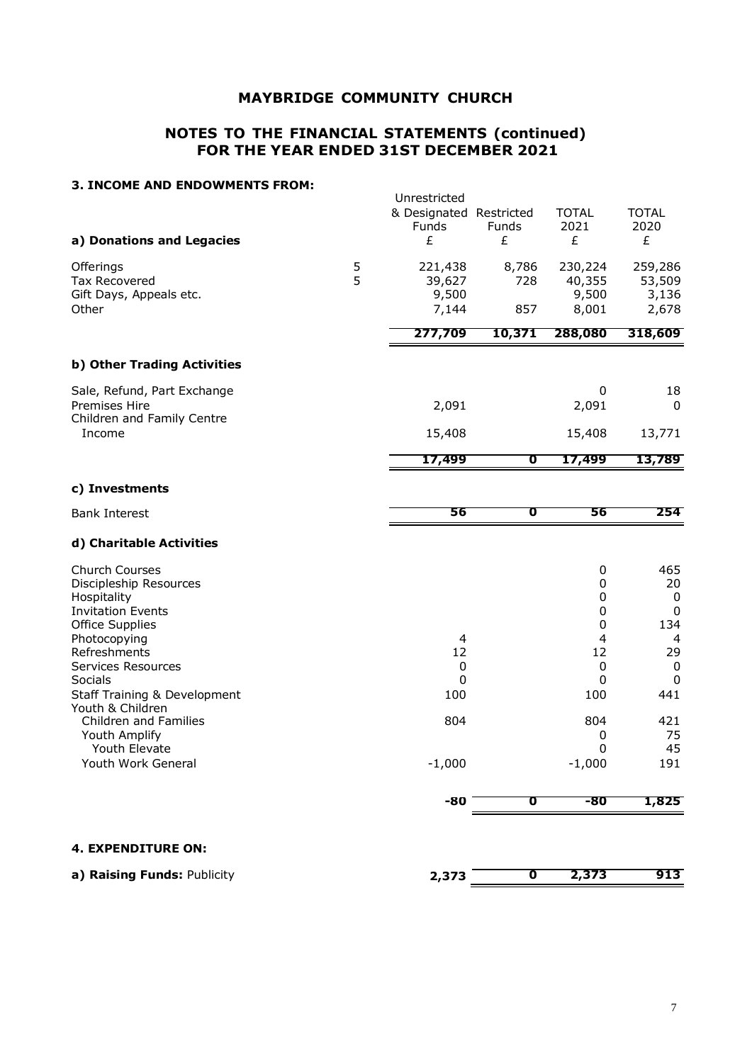# MAYBRIDGE COMMUNITY CHURCH

## NOTES TO THE FINANCIAL STATEMENTS (continued)
## FOR THE YEAR ENDED 31ST DECEMBER 2021

### 3. INCOME AND ENDOWMENTS FROM:

| a) Donations and Legacies | | Unrestricted & Designated Funds £ | Restricted Funds £ | TOTAL 2021 £ | TOTAL 2020 £ |
|---|---|---|---|---|---|
| Offerings | 5 | 221,438 | 8,786 | 230,224 | 259,286 |
| Tax Recovered | 5 | 39,627 | 728 | 40,355 | 53,509 |
| Gift Days, Appeals etc. | | 9,500 | | 9,500 | 3,136 |
| Other | | 7,144 | 857 | 8,001 | 2,678 |
| | | **277,709** | **10,371** | **288,080** | **318,609** |

| b) Other Trading Activities | | | | |
|---|---|---|---|---|
| Sale, Refund, Part Exchange | | | 0 | 18 |
| Premises Hire | 2,091 | | 2,091 | 0 |
| Children and Family Centre Income | 15,408 | | 15,408 | 13,771 |
| | **17,499** | **0** | **17,499** | **13,789** |

| c) Investments | | | | |
|---|---|---|---|---|
| Bank Interest | **56** | **0** | **56** | **254** |

| d) Charitable Activities | | | | |
|---|---|---|---|---|
| Church Courses | | | 0 | 465 |
| Discipleship Resources | | | 0 | 20 |
| Hospitality | | | 0 | 0 |
| Invitation Events | | | 0 | 0 |
| Office Supplies | | | 0 | 134 |
| Photocopying | 4 | | 4 | 4 |
| Refreshments | 12 | | 12 | 29 |
| Services Resources | 0 | | 0 | 0 |
| Socials | 0 | | 0 | 0 |
| Staff Training & Development | 100 | | 100 | 441 |
| Youth & Children | | | | |
| Children and Families | 804 | | 804 | 421 |
| Youth Amplify | | | 0 | 75 |
| Youth Elevate | | | 0 | 45 |
| Youth Work General | -1,000 | | -1,000 | 191 |
| | **-80** | **0** | **-80** | **1,825** |

### 4. EXPENDITURE ON:

| | | | | |
|---|---|---|---|---|
| **a) Raising Funds:** Publicity | **2,373** | **0** | **2,373** | **913** |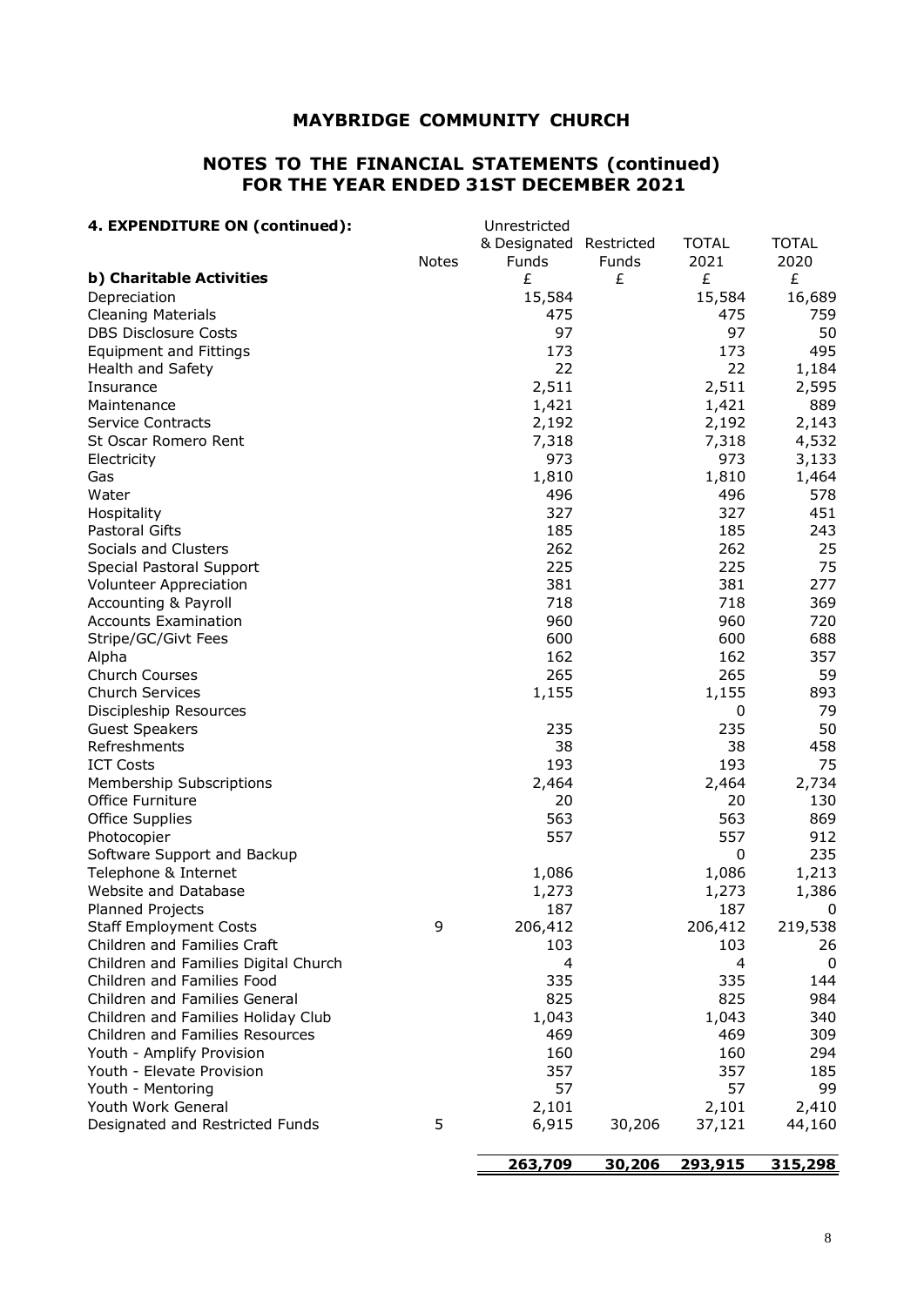# MAYBRIDGE COMMUNITY CHURCH

## NOTES TO THE FINANCIAL STATEMENTS (continued)
## FOR THE YEAR ENDED 31ST DECEMBER 2021

| **4. EXPENDITURE ON (continued):** | Notes | Unrestricted & Designated Funds | Restricted Funds | TOTAL 2021 | TOTAL 2020 |
|---|---|---|---|---|---|
| **b) Charitable Activities** | | £ | £ | £ | £ |
| Depreciation | | 15,584 | | 15,584 | 16,689 |
| Cleaning Materials | | 475 | | 475 | 759 |
| DBS Disclosure Costs | | 97 | | 97 | 50 |
| Equipment and Fittings | | 173 | | 173 | 495 |
| Health and Safety | | 22 | | 22 | 1,184 |
| Insurance | | 2,511 | | 2,511 | 2,595 |
| Maintenance | | 1,421 | | 1,421 | 889 |
| Service Contracts | | 2,192 | | 2,192 | 2,143 |
| St Oscar Romero Rent | | 7,318 | | 7,318 | 4,532 |
| Electricity | | 973 | | 973 | 3,133 |
| Gas | | 1,810 | | 1,810 | 1,464 |
| Water | | 496 | | 496 | 578 |
| Hospitality | | 327 | | 327 | 451 |
| Pastoral Gifts | | 185 | | 185 | 243 |
| Socials and Clusters | | 262 | | 262 | 25 |
| Special Pastoral Support | | 225 | | 225 | 75 |
| Volunteer Appreciation | | 381 | | 381 | 277 |
| Accounting & Payroll | | 718 | | 718 | 369 |
| Accounts Examination | | 960 | | 960 | 720 |
| Stripe/GC/Givt Fees | | 600 | | 600 | 688 |
| Alpha | | 162 | | 162 | 357 |
| Church Courses | | 265 | | 265 | 59 |
| Church Services | | 1,155 | | 1,155 | 893 |
| Discipleship Resources | | | | 0 | 79 |
| Guest Speakers | | 235 | | 235 | 50 |
| Refreshments | | 38 | | 38 | 458 |
| ICT Costs | | 193 | | 193 | 75 |
| Membership Subscriptions | | 2,464 | | 2,464 | 2,734 |
| Office Furniture | | 20 | | 20 | 130 |
| Office Supplies | | 563 | | 563 | 869 |
| Photocopier | | 557 | | 557 | 912 |
| Software Support and Backup | | | | 0 | 235 |
| Telephone & Internet | | 1,086 | | 1,086 | 1,213 |
| Website and Database | | 1,273 | | 1,273 | 1,386 |
| Planned Projects | | 187 | | 187 | 0 |
| Staff Employment Costs | 9 | 206,412 | | 206,412 | 219,538 |
| Children and Families Craft | | 103 | | 103 | 26 |
| Children and Families Digital Church | | 4 | | 4 | 0 |
| Children and Families Food | | 335 | | 335 | 144 |
| Children and Families General | | 825 | | 825 | 984 |
| Children and Families Holiday Club | | 1,043 | | 1,043 | 340 |
| Children and Families Resources | | 469 | | 469 | 309 |
| Youth - Amplify Provision | | 160 | | 160 | 294 |
| Youth - Elevate Provision | | 357 | | 357 | 185 |
| Youth - Mentoring | | 57 | | 57 | 99 |
| Youth Work General | | 2,101 | | 2,101 | 2,410 |
| Designated and Restricted Funds | 5 | 6,915 | 30,206 | 37,121 | 44,160 |
| | | **263,709** | **30,206** | **293,915** | **315,298** |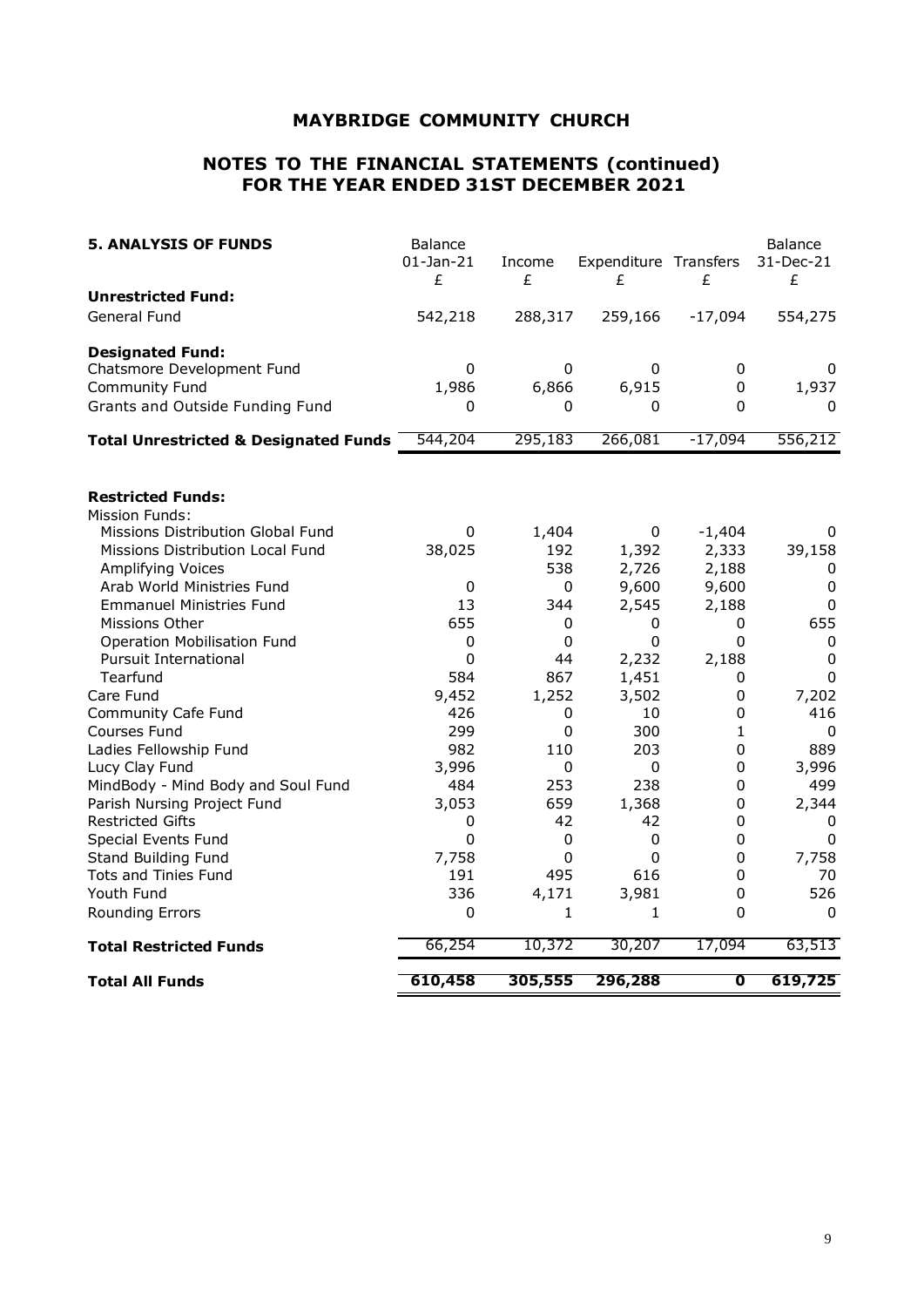# MAYBRIDGE COMMUNITY CHURCH

## NOTES TO THE FINANCIAL STATEMENTS (continued)
## FOR THE YEAR ENDED 31ST DECEMBER 2021

| **5. ANALYSIS OF FUNDS** | Balance 01-Jan-21 £ | Income £ | Expenditure £ | Transfers £ | Balance 31-Dec-21 £ |
|---|---|---|---|---|---|
| **Unrestricted Fund:** | | | | | |
| General Fund | 542,218 | 288,317 | 259,166 | -17,094 | 554,275 |
| **Designated Fund:** | | | | | |
| Chatsmore Development Fund | 0 | 0 | 0 | 0 | 0 |
| Community Fund | 1,986 | 6,866 | 6,915 | 0 | 1,937 |
| Grants and Outside Funding Fund | 0 | 0 | 0 | 0 | 0 |
| **Total Unrestricted & Designated Funds** | 544,204 | 295,183 | 266,081 | -17,094 | 556,212 |
| | | | | | |
| **Restricted Funds:** | | | | | |
| Mission Funds: | | | | | |
| Missions Distribution Global Fund | 0 | 1,404 | 0 | -1,404 | 0 |
| Missions Distribution Local Fund | 38,025 | 192 | 1,392 | 2,333 | 39,158 |
| Amplifying Voices | | 538 | 2,726 | 2,188 | 0 |
| Arab World Ministries Fund | 0 | 0 | 9,600 | 9,600 | 0 |
| Emmanuel Ministries Fund | 13 | 344 | 2,545 | 2,188 | 0 |
| Missions Other | 655 | 0 | 0 | 0 | 655 |
| Operation Mobilisation Fund | 0 | 0 | 0 | 0 | 0 |
| Pursuit International | 0 | 44 | 2,232 | 2,188 | 0 |
| Tearfund | 584 | 867 | 1,451 | 0 | 0 |
| Care Fund | 9,452 | 1,252 | 3,502 | 0 | 7,202 |
| Community Cafe Fund | 426 | 0 | 10 | 0 | 416 |
| Courses Fund | 299 | 0 | 300 | 1 | 0 |
| Ladies Fellowship Fund | 982 | 110 | 203 | 0 | 889 |
| Lucy Clay Fund | 3,996 | 0 | 0 | 0 | 3,996 |
| MindBody - Mind Body and Soul Fund | 484 | 253 | 238 | 0 | 499 |
| Parish Nursing Project Fund | 3,053 | 659 | 1,368 | 0 | 2,344 |
| Restricted Gifts | 0 | 42 | 42 | 0 | 0 |
| Special Events Fund | 0 | 0 | 0 | 0 | 0 |
| Stand Building Fund | 7,758 | 0 | 0 | 0 | 7,758 |
| Tots and Tinies Fund | 191 | 495 | 616 | 0 | 70 |
| Youth Fund | 336 | 4,171 | 3,981 | 0 | 526 |
| Rounding Errors | 0 | 1 | 1 | 0 | 0 |
| **Total Restricted Funds** | 66,254 | 10,372 | 30,207 | 17,094 | 63,513 |
| | | | | | |
| **Total All Funds** | **610,458** | **305,555** | **296,288** | **0** | **619,725** |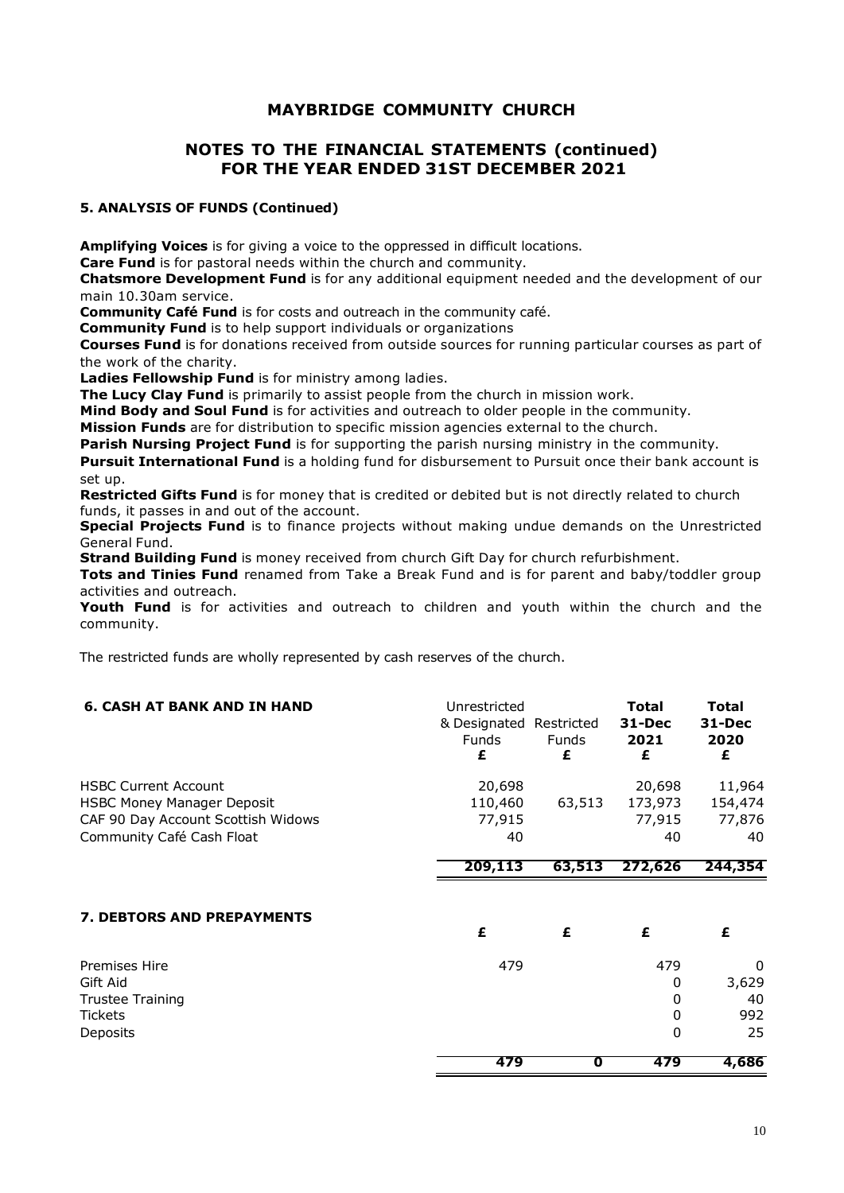# MAYBRIDGE COMMUNITY CHURCH

## NOTES TO THE FINANCIAL STATEMENTS (continued) FOR THE YEAR ENDED 31ST DECEMBER 2021

### 5. ANALYSIS OF FUNDS (Continued)

**Amplifying Voices** is for giving a voice to the oppressed in difficult locations.
**Care Fund** is for pastoral needs within the church and community.
**Chatsmore Development Fund** is for any additional equipment needed and the development of our main 10.30am service.
**Community Café Fund** is for costs and outreach in the community café.
**Community Fund** is to help support individuals or organizations
**Courses Fund** is for donations received from outside sources for running particular courses as part of the work of the charity.
**Ladies Fellowship Fund** is for ministry among ladies.
**The Lucy Clay Fund** is primarily to assist people from the church in mission work.
**Mind Body and Soul Fund** is for activities and outreach to older people in the community.
**Mission Funds** are for distribution to specific mission agencies external to the church.
**Parish Nursing Project Fund** is for supporting the parish nursing ministry in the community.
**Pursuit International Fund** is a holding fund for disbursement to Pursuit once their bank account is set up.
**Restricted Gifts Fund** is for money that is credited or debited but is not directly related to church funds, it passes in and out of the account.
**Special Projects Fund** is to finance projects without making undue demands on the Unrestricted General Fund.
**Strand Building Fund** is money received from church Gift Day for church refurbishment.
**Tots and Tinies Fund** renamed from Take a Break Fund and is for parent and baby/toddler group activities and outreach.
**Youth Fund** is for activities and outreach to children and youth within the church and the community.

The restricted funds are wholly represented by cash reserves of the church.

### 6. CASH AT BANK AND IN HAND

| | Unrestricted & Designated Funds £ | Restricted Funds £ | **Total 31-Dec 2021 £** | **Total 31-Dec 2020 £** |
|---|---|---|---|---|
| HSBC Current Account | 20,698 | | 20,698 | 11,964 |
| HSBC Money Manager Deposit | 110,460 | 63,513 | 173,973 | 154,474 |
| CAF 90 Day Account Scottish Widows | 77,915 | | 77,915 | 77,876 |
| Community Café Cash Float | 40 | | 40 | 40 |
| | **209,113** | **63,513** | **272,626** | **244,354** |

### 7. DEBTORS AND PREPAYMENTS

| | £ | £ | £ | £ |
|---|---|---|---|---|
| Premises Hire | 479 | | 479 | 0 |
| Gift Aid | | | 0 | 3,629 |
| Trustee Training | | | 0 | 40 |
| Tickets | | | 0 | 992 |
| Deposits | | | 0 | 25 |
| | **479** | **0** | **479** | **4,686** |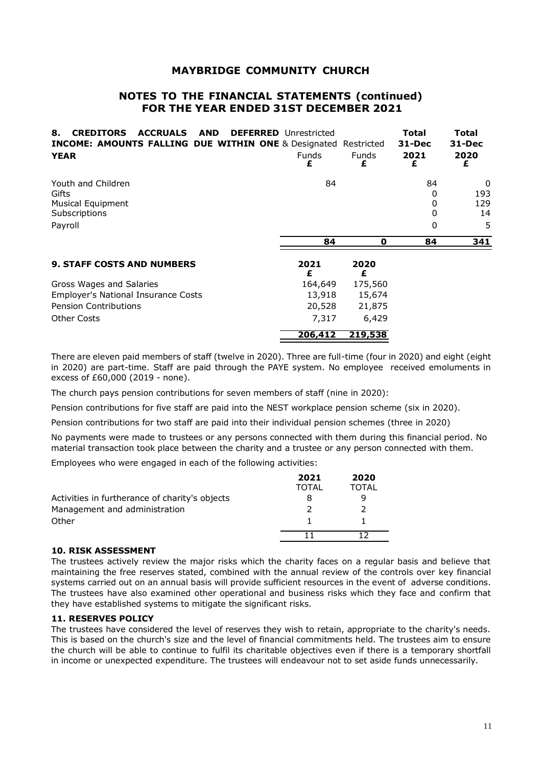# MAYBRIDGE COMMUNITY CHURCH

## NOTES TO THE FINANCIAL STATEMENTS (continued) FOR THE YEAR ENDED 31ST DECEMBER 2021

| **8. CREDITORS ACCRUALS AND DEFERRED INCOME: AMOUNTS FALLING DUE WITHIN ONE YEAR** | Unrestricted & Designated Funds £ | Restricted Funds £ | **Total 31-Dec 2021 £** | **Total 31-Dec 2020 £** |
|---|---|---|---|---|
| Youth and Children | 84 | | 84 | 0 |
| Gifts | | | 0 | 193 |
| Musical Equipment | | | 0 | 129 |
| Subscriptions | | | 0 | 14 |
| Payroll | | | 0 | 5 |
| | **84** | **0** | **84** | **341** |

| **9. STAFF COSTS AND NUMBERS** | **2021 £** | **2020 £** |
|---|---|---|
| Gross Wages and Salaries | 164,649 | 175,560 |
| Employer's National Insurance Costs | 13,918 | 15,674 |
| Pension Contributions | 20,528 | 21,875 |
| Other Costs | 7,317 | 6,429 |
| | **206,412** | **219,538** |

There are eleven paid members of staff (twelve in 2020). Three are full-time (four in 2020) and eight (eight in 2020) are part-time. Staff are paid through the PAYE system. No employee received emoluments in excess of £60,000 (2019 - none).

The church pays pension contributions for seven members of staff (nine in 2020):

Pension contributions for five staff are paid into the NEST workplace pension scheme (six in 2020).

Pension contributions for two staff are paid into their individual pension schemes (three in 2020)

No payments were made to trustees or any persons connected with them during this financial period. No material transaction took place between the charity and a trustee or any person connected with them.

Employees who were engaged in each of the following activities:

| | **2021** TOTAL | **2020** TOTAL |
|---|---|---|
| Activities in furtherance of charity's objects | 8 | 9 |
| Management and administration | 2 | 2 |
| Other | 1 | 1 |
| | 11 | 12 |

### 10. RISK ASSESSMENT

The trustees actively review the major risks which the charity faces on a regular basis and believe that maintaining the free reserves stated, combined with the annual review of the controls over key financial systems carried out on an annual basis will provide sufficient resources in the event of adverse conditions. The trustees have also examined other operational and business risks which they face and confirm that they have established systems to mitigate the significant risks.

### 11. RESERVES POLICY

The trustees have considered the level of reserves they wish to retain, appropriate to the charity's needs. This is based on the church's size and the level of financial commitments held. The trustees aim to ensure the church will be able to continue to fulfil its charitable objectives even if there is a temporary shortfall in income or unexpected expenditure. The trustees will endeavour not to set aside funds unnecessarily.